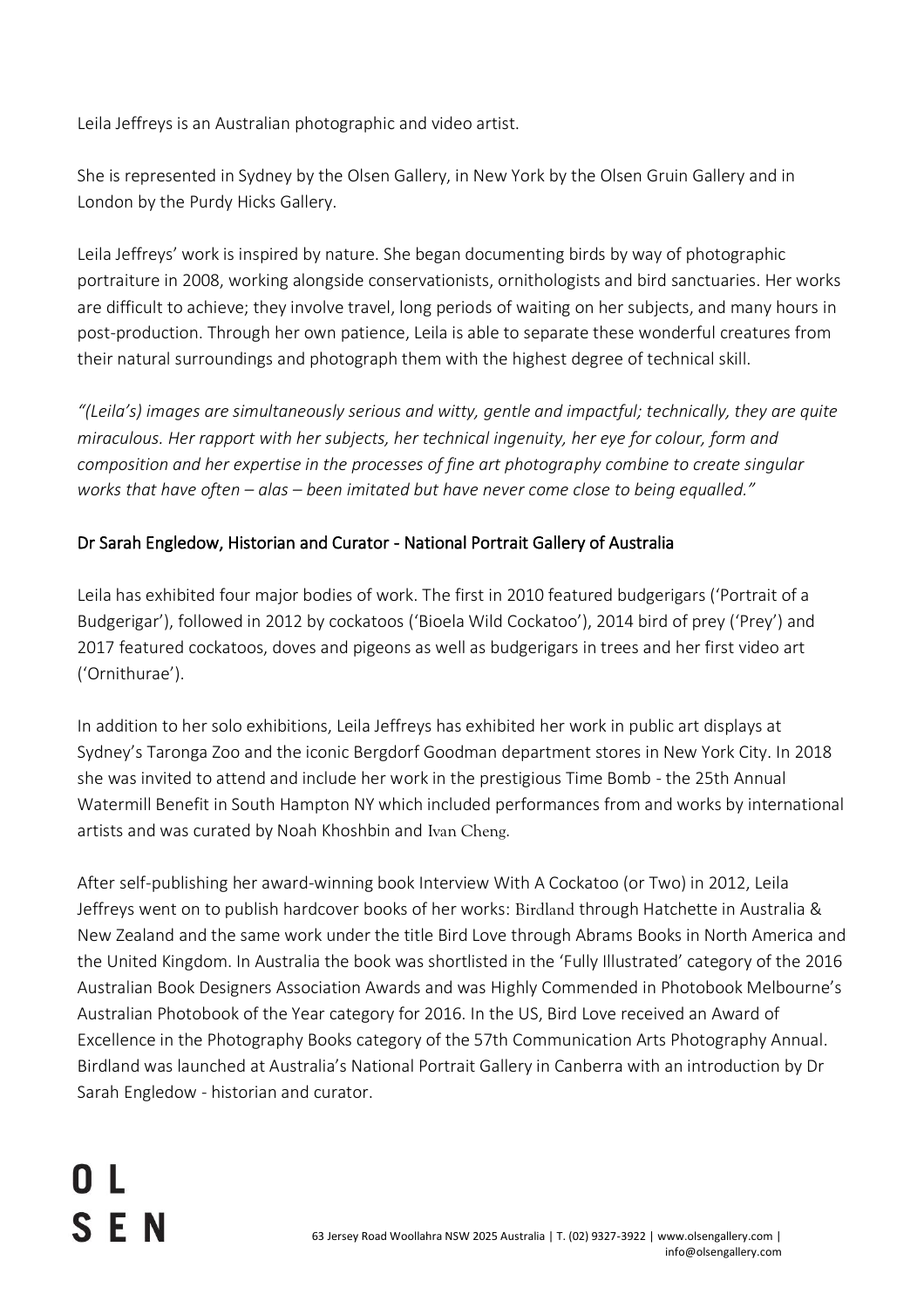Leila Jeffreys is an Australian photographic and video artist.

She is represented in Sydney by the Olsen Gallery, in New York by the Olsen Gruin Gallery and in London by the Purdy Hicks Gallery.

Leila Jeffreys' work is inspired by nature. She began documenting birds by way of photographic portraiture in 2008, working alongside conservationists, ornithologists and bird sanctuaries. Her works are difficult to achieve; they involve travel, long periods of waiting on her subjects, and many hours in post-production. Through her own patience, Leila is able to separate these wonderful creatures from their natural surroundings and photograph them with the highest degree of technical skill.

*"(Leila's) images are simultaneously serious and witty, gentle and impactful; technically, they are quite miraculous. Her rapport with her subjects, her technical ingenuity, her eye for colour, form and composition and her expertise in the processes of fine art photography combine to create singular works that have often – alas – been imitated but have never come close to being equalled."*

Dr Sarah Engledow, Historian and Curator - National Portrait Gallery of Australia

Leila has exhibited four major bodies of work. The first in 2010 featured budgerigars ('Portrait of a Budgerigar'), followed in 2012 by cockatoos ('Bioela Wild Cockatoo'), 2014 bird of prey ('Prey') and 2017 featured cockatoos, doves and pigeons as well as budgerigars in trees and her first video art ('Ornithurae').

In addition to her solo exhibitions, Leila Jeffreys has exhibited her work in public art displays at Sydney's Taronga Zoo and the iconic Bergdorf Goodman department stores in New York City. In 2018 she was invited to attend and include her work in the prestigious Time Bomb - the 25th Annual Watermill Benefit in South Hampton NY which included performances from and works by international artists and was curated by Noah Khoshbin and Ivan Cheng.

After self-publishing her award-winning book Interview With A Cockatoo (or Two) in 2012, Leila Jeffreys went on to publish hardcover books of her works: Birdland through Hatchette in Australia & New Zealand and the same work under the title Bird Love through Abrams Books in North America and the United Kingdom. In Australia the book was shortlisted in the 'Fully Illustrated' category of the 2016 Australian Book Designers Association Awards and was Highly Commended in Photobook Melbourne's Australian Photobook of the Year category for 2016. In the US, Bird Love received an Award of Excellence in the Photography Books category of the 57th Communication Arts Photography Annual. Birdland was launched at Australia's National Portrait Gallery in Canberra with an introduction by Dr Sarah Engledow - historian and curator.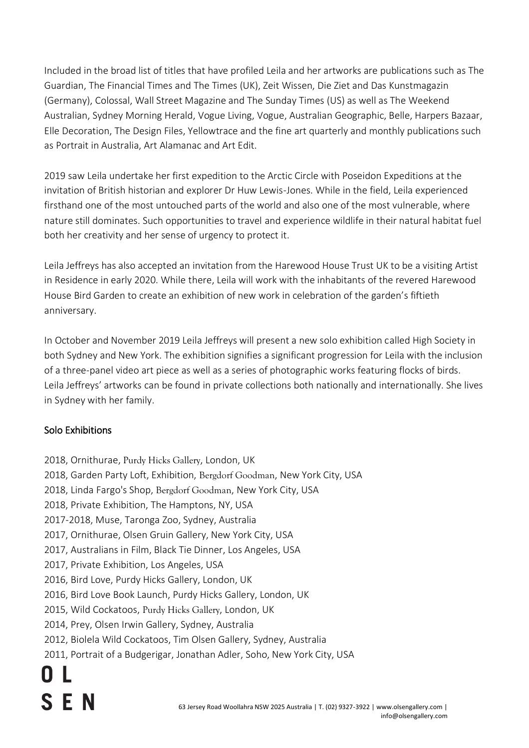Included in the broad list of titles that have profiled Leila and her artworks are publications such as The Guardian, The Financial Times and The Times (UK), Zeit Wissen, Die Ziet and Das Kunstmagazin (Germany), Colossal, Wall Street Magazine and The Sunday Times (US) as well as The Weekend Australian, Sydney Morning Herald, Vogue Living, Vogue, Australian Geographic, Belle, Harpers Bazaar, Elle Decoration, The Design Files, Yellowtrace and the fine art quarterly and monthly publications such as Portrait in Australia, Art Alamanac and Art Edit.

2019 saw Leila undertake her first expedition to the Arctic Circle with Poseidon Expeditions at the invitation of British historian and explorer Dr Huw Lewis-Jones. While in the field, Leila experienced firsthand one of the most untouched parts of the world and also one of the most vulnerable, where nature still dominates. Such opportunities to travel and experience wildlife in their natural habitat fuel both her creativity and her sense of urgency to protect it.

Leila Jeffreys has also accepted an invitation from the Harewood House Trust UK to be a visiting Artist in Residence in early 2020. While there, Leila will work with the inhabitants of the revered Harewood House Bird Garden to create an exhibition of new work in celebration of the garden's fiftieth anniversary.

In October and November 2019 Leila Jeffreys will present a new solo exhibition called High Society in both Sydney and New York. The exhibition signifies a significant progression for Leila with the inclusion of a three-panel video art piece as well as a series of photographic works featuring flocks of birds. Leila Jeffreys' artworks can be found in private collections both nationally and internationally. She lives in Sydney with her family.

## Solo Exhibitions

2018, Ornithurae, Purdy Hicks Gallery, London, UK
2018, Garden Party Loft, Exhibition, Bergdorf Goodman, New York City, USA
2018, Linda Fargo's Shop, Bergdorf Goodman, New York City, USA
2018, Private Exhibition, The Hamptons, NY, USA
2017-2018, Muse, Taronga Zoo, Sydney, Australia
2017, Ornithurae, Olsen Gruin Gallery, New York City, USA
2017, Australians in Film, Black Tie Dinner, Los Angeles, USA
2017, Private Exhibition, Los Angeles, USA
2016, Bird Love, Purdy Hicks Gallery, London, UK
2016, Bird Love Book Launch, Purdy Hicks Gallery, London, UK
2015, Wild Cockatoos, Purdy Hicks Gallery, London, UK
2014, Prey, Olsen Irwin Gallery, Sydney, Australia
2012, Biolela Wild Cockatoos, Tim Olsen Gallery, Sydney, Australia
2011, Portrait of a Budgerigar, Jonathan Adler, Soho, New York City, USA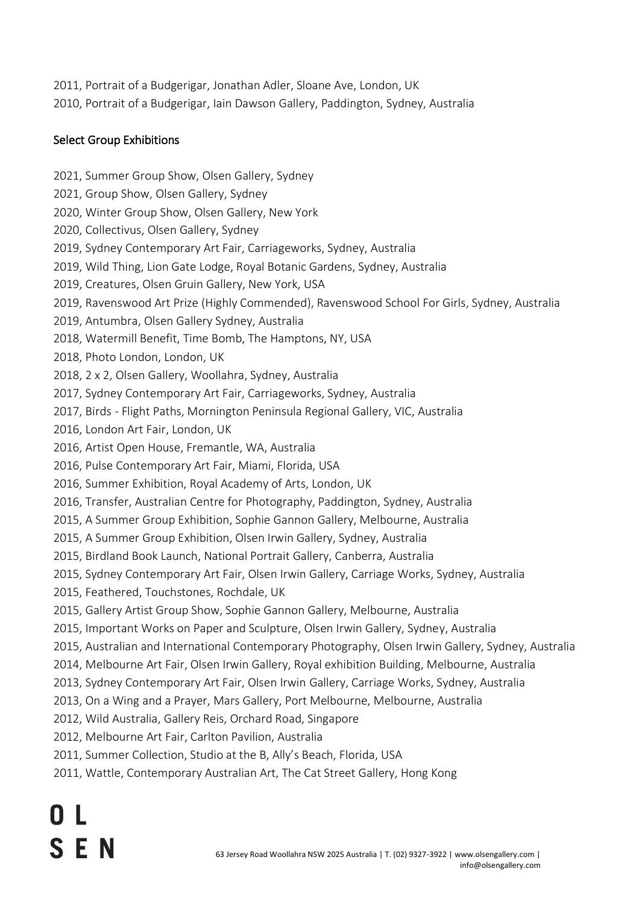2011, Portrait of a Budgerigar, Jonathan Adler, Sloane Ave, London, UK
2010, Portrait of a Budgerigar, Iain Dawson Gallery, Paddington, Sydney, Australia

## Select Group Exhibitions

2021, Summer Group Show, Olsen Gallery, Sydney
2021, Group Show, Olsen Gallery, Sydney
2020, Winter Group Show, Olsen Gallery, New York
2020, Collectivus, Olsen Gallery, Sydney
2019, Sydney Contemporary Art Fair, Carriageworks, Sydney, Australia
2019, Wild Thing, Lion Gate Lodge, Royal Botanic Gardens, Sydney, Australia
2019, Creatures, Olsen Gruin Gallery, New York, USA
2019, Ravenswood Art Prize (Highly Commended), Ravenswood School For Girls, Sydney, Australia
2019, Antumbra, Olsen Gallery Sydney, Australia
2018, Watermill Benefit, Time Bomb, The Hamptons, NY, USA
2018, Photo London, London, UK
2018, 2 x 2, Olsen Gallery, Woollahra, Sydney, Australia
2017, Sydney Contemporary Art Fair, Carriageworks, Sydney, Australia
2017, Birds - Flight Paths, Mornington Peninsula Regional Gallery, VIC, Australia
2016, London Art Fair, London, UK
2016, Artist Open House, Fremantle, WA, Australia
2016, Pulse Contemporary Art Fair, Miami, Florida, USA
2016, Summer Exhibition, Royal Academy of Arts, London, UK
2016, Transfer, Australian Centre for Photography, Paddington, Sydney, Australia
2015, A Summer Group Exhibition, Sophie Gannon Gallery, Melbourne, Australia
2015, A Summer Group Exhibition, Olsen Irwin Gallery, Sydney, Australia
2015, Birdland Book Launch, National Portrait Gallery, Canberra, Australia
2015, Sydney Contemporary Art Fair, Olsen Irwin Gallery, Carriage Works, Sydney, Australia
2015, Feathered, Touchstones, Rochdale, UK
2015, Gallery Artist Group Show, Sophie Gannon Gallery, Melbourne, Australia
2015, Important Works on Paper and Sculpture, Olsen Irwin Gallery, Sydney, Australia
2015, Australian and International Contemporary Photography, Olsen Irwin Gallery, Sydney, Australia
2014, Melbourne Art Fair, Olsen Irwin Gallery, Royal exhibition Building, Melbourne, Australia
2013, Sydney Contemporary Art Fair, Olsen Irwin Gallery, Carriage Works, Sydney, Australia
2013, On a Wing and a Prayer, Mars Gallery, Port Melbourne, Melbourne, Australia
2012, Wild Australia, Gallery Reis, Orchard Road, Singapore
2012, Melbourne Art Fair, Carlton Pavilion, Australia
2011, Summer Collection, Studio at the B, Ally's Beach, Florida, USA
2011, Wattle, Contemporary Australian Art, The Cat Street Gallery, Hong Kong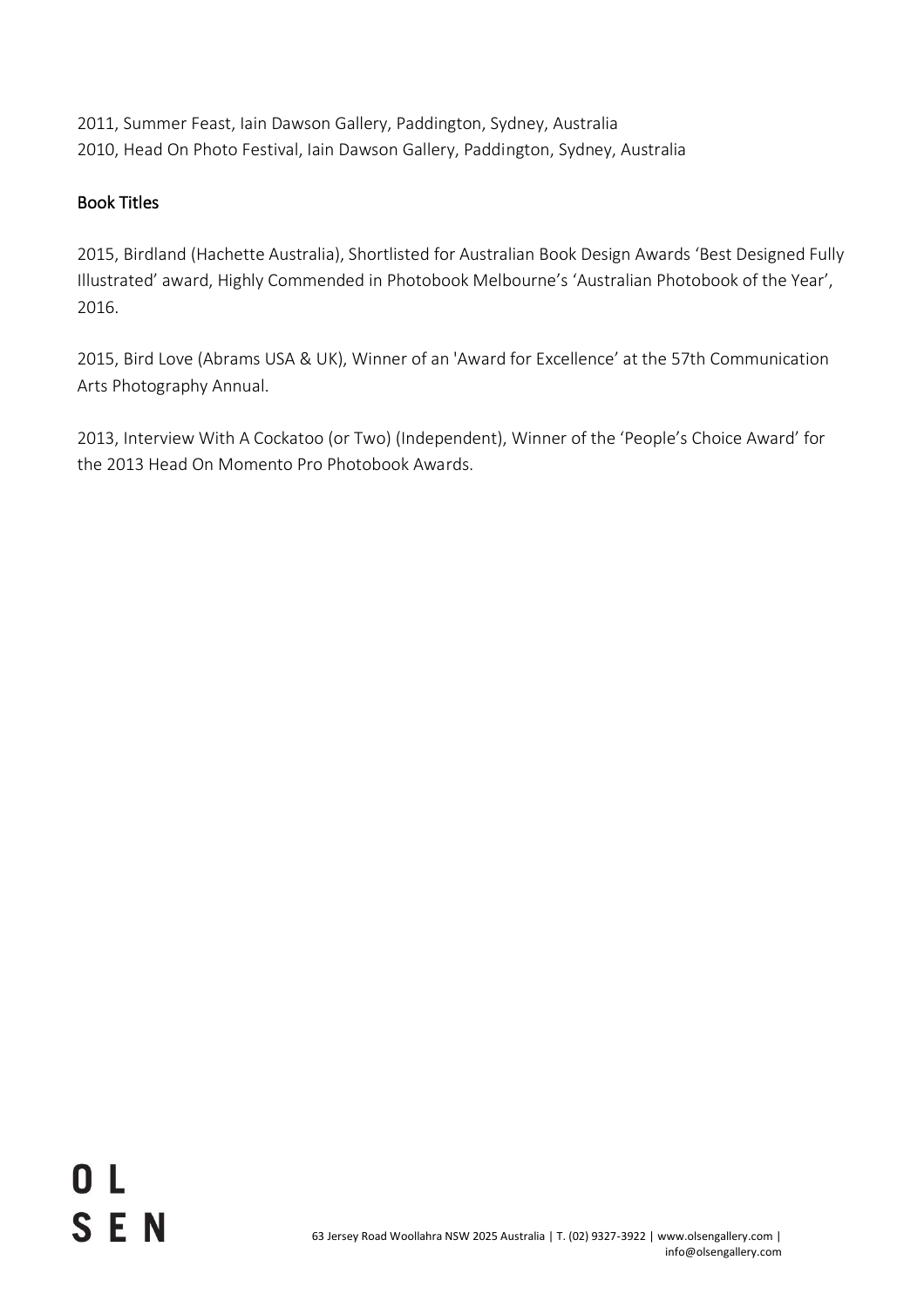2011, Summer Feast, Iain Dawson Gallery, Paddington, Sydney, Australia
2010, Head On Photo Festival, Iain Dawson Gallery, Paddington, Sydney, Australia

## Book Titles

2015, Birdland (Hachette Australia), Shortlisted for Australian Book Design Awards 'Best Designed Fully Illustrated' award, Highly Commended in Photobook Melbourne's 'Australian Photobook of the Year', 2016.

2015, Bird Love (Abrams USA & UK), Winner of an 'Award for Excellence' at the 57th Communication Arts Photography Annual.

2013, Interview With A Cockatoo (or Two) (Independent), Winner of the 'People's Choice Award' for the 2013 Head On Momento Pro Photobook Awards.